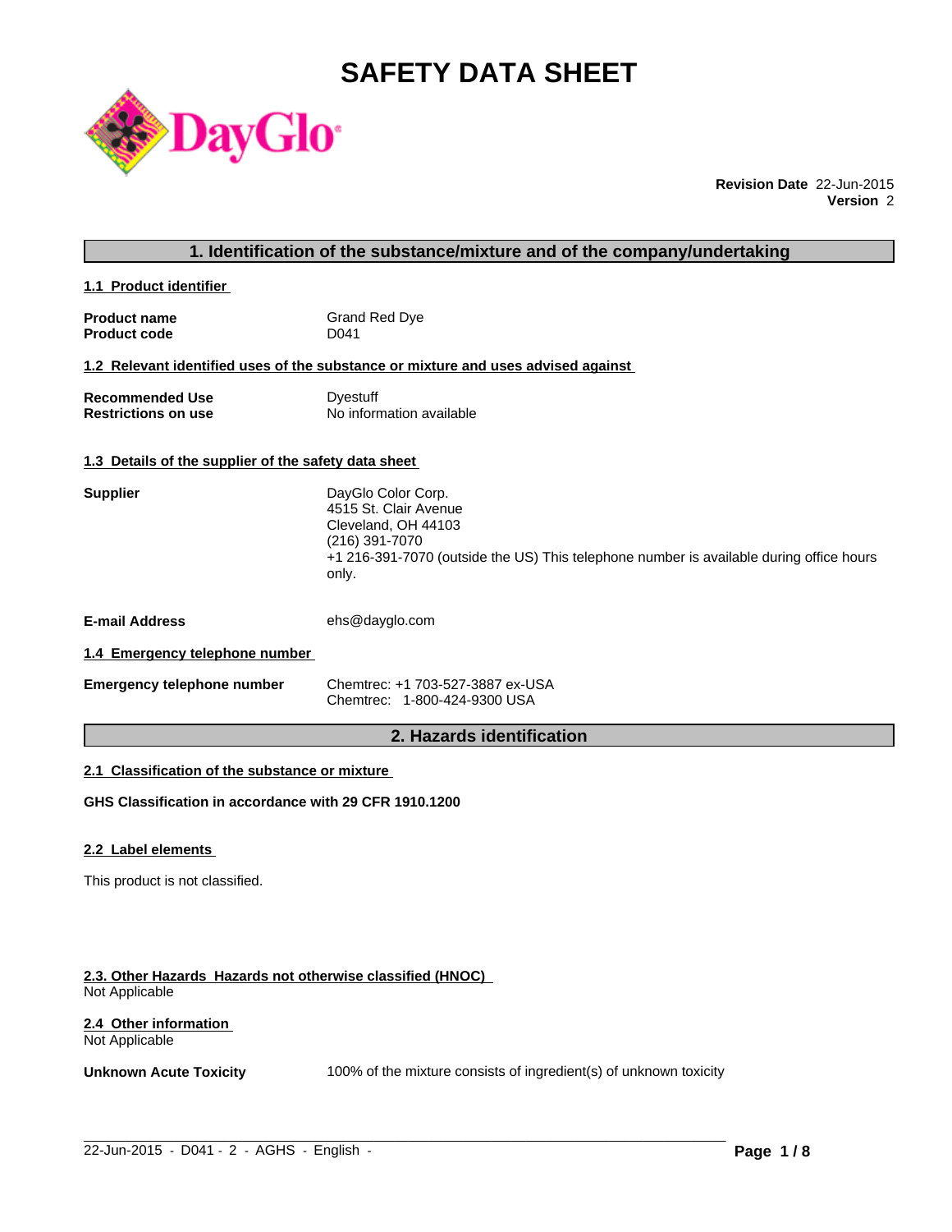# SAFETY DATA SHEET

**Revision Date** 22-Jun-2015
**Version** 2

## 1. Identification of the substance/mixture and of the company/undertaking

### 1.1 Product identifier

**Product name** Grand Red Dye
**Product code** D041

### 1.2 Relevant identified uses of the substance or mixture and uses advised against

**Recommended Use** Dyestuff
**Restrictions on use** No information available

### 1.3 Details of the supplier of the safety data sheet

**Supplier**
DayGlo Color Corp.
4515 St. Clair Avenue
Cleveland, OH 44103
(216) 391-7070
+1 216-391-7070 (outside the US) This telephone number is available during office hours only.

**E-mail Address** ehs@dayglo.com

### 1.4 Emergency telephone number

**Emergency telephone number**
Chemtrec: +1 703-527-3887 ex-USA
Chemtrec: 1-800-424-9300 USA

## 2. Hazards identification

### 2.1 Classification of the substance or mixture

**GHS Classification in accordance with 29 CFR 1910.1200**

### 2.2 Label elements

This product is not classified.

### 2.3. Other Hazards Hazards not otherwise classified (HNOC)

Not Applicable

### 2.4 Other information

Not Applicable

**Unknown Acute Toxicity** 100% of the mixture consists of ingredient(s) of unknown toxicity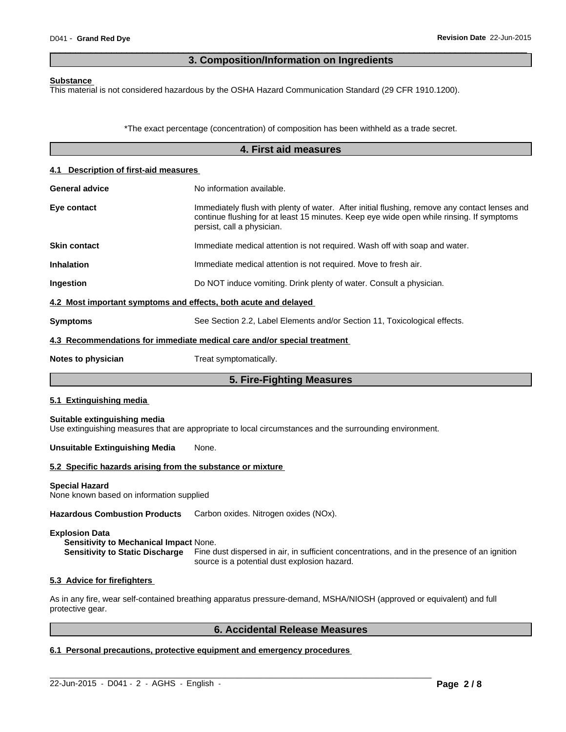## 3. Composition/Information on Ingredients

**Substance**

This material is not considered hazardous by the OSHA Hazard Communication Standard (29 CFR 1910.1200).

*The exact percentage (concentration) of composition has been withheld as a trade secret.

## 4. First aid measures

### 4.1 Description of first-aid measures

**General advice** No information available.

**Eye contact** Immediately flush with plenty of water. After initial flushing, remove any contact lenses and continue flushing for at least 15 minutes. Keep eye wide open while rinsing. If symptoms persist, call a physician.

**Skin contact** Immediate medical attention is not required. Wash off with soap and water.

**Inhalation** Immediate medical attention is not required. Move to fresh air.

**Ingestion** Do NOT induce vomiting. Drink plenty of water. Consult a physician.

### 4.2 Most important symptoms and effects, both acute and delayed

**Symptoms** See Section 2.2, Label Elements and/or Section 11, Toxicological effects.

### 4.3 Recommendations for immediate medical care and/or special treatment

**Notes to physician** Treat symptomatically.

## 5. Fire-Fighting Measures

### 5.1 Extinguishing media

**Suitable extinguishing media**

Use extinguishing measures that are appropriate to local circumstances and the surrounding environment.

**Unsuitable Extinguishing Media** None.

### 5.2 Specific hazards arising from the substance or mixture

**Special Hazard**

None known based on information supplied

**Hazardous Combustion Products** Carbon oxides. Nitrogen oxides (NOx).

**Explosion Data**

**Sensitivity to Mechanical Impact** None.

**Sensitivity to Static Discharge** Fine dust dispersed in air, in sufficient concentrations, and in the presence of an ignition source is a potential dust explosion hazard.

### 5.3 Advice for firefighters

As in any fire, wear self-contained breathing apparatus pressure-demand, MSHA/NIOSH (approved or equivalent) and full protective gear.

## 6. Accidental Release Measures

### 6.1 Personal precautions, protective equipment and emergency procedures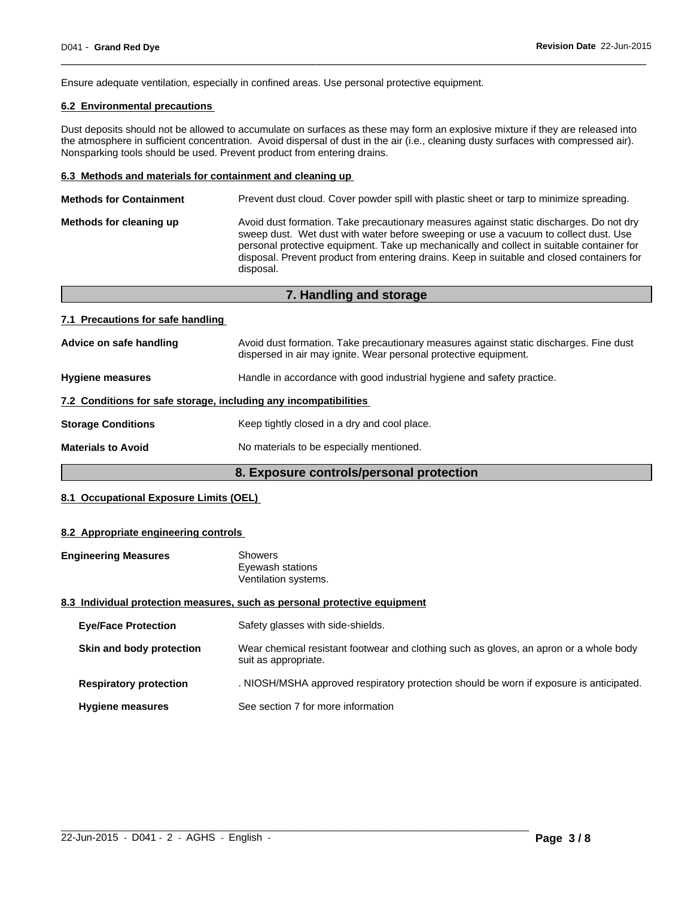Ensure adequate ventilation, especially in confined areas. Use personal protective equipment.

### 6.2 Environmental precautions

Dust deposits should not be allowed to accumulate on surfaces as these may form an explosive mixture if they are released into the atmosphere in sufficient concentration. Avoid dispersal of dust in the air (i.e., cleaning dusty surfaces with compressed air). Nonsparking tools should be used. Prevent product from entering drains.

### 6.3 Methods and materials for containment and cleaning up

**Methods for Containment** Prevent dust cloud. Cover powder spill with plastic sheet or tarp to minimize spreading.

**Methods for cleaning up** Avoid dust formation. Take precautionary measures against static discharges. Do not dry sweep dust. Wet dust with water before sweeping or use a vacuum to collect dust. Use personal protective equipment. Take up mechanically and collect in suitable container for disposal. Prevent product from entering drains. Keep in suitable and closed containers for disposal.

## 7. Handling and storage

### 7.1 Precautions for safe handling

**Advice on safe handling** Avoid dust formation. Take precautionary measures against static discharges. Fine dust dispersed in air may ignite. Wear personal protective equipment.

**Hygiene measures** Handle in accordance with good industrial hygiene and safety practice.

### 7.2 Conditions for safe storage, including any incompatibilities

**Storage Conditions** Keep tightly closed in a dry and cool place.

**Materials to Avoid** No materials to be especially mentioned.

## 8. Exposure controls/personal protection

### 8.1 Occupational Exposure Limits (OEL)

### 8.2 Appropriate engineering controls

**Engineering Measures** Showers
Eyewash stations
Ventilation systems.

### 8.3 Individual protection measures, such as personal protective equipment

**Eye/Face Protection** Safety glasses with side-shields.

**Skin and body protection** Wear chemical resistant footwear and clothing such as gloves, an apron or a whole body suit as appropriate.

**Respiratory protection** . NIOSH/MSHA approved respiratory protection should be worn if exposure is anticipated.

**Hygiene measures** See section 7 for more information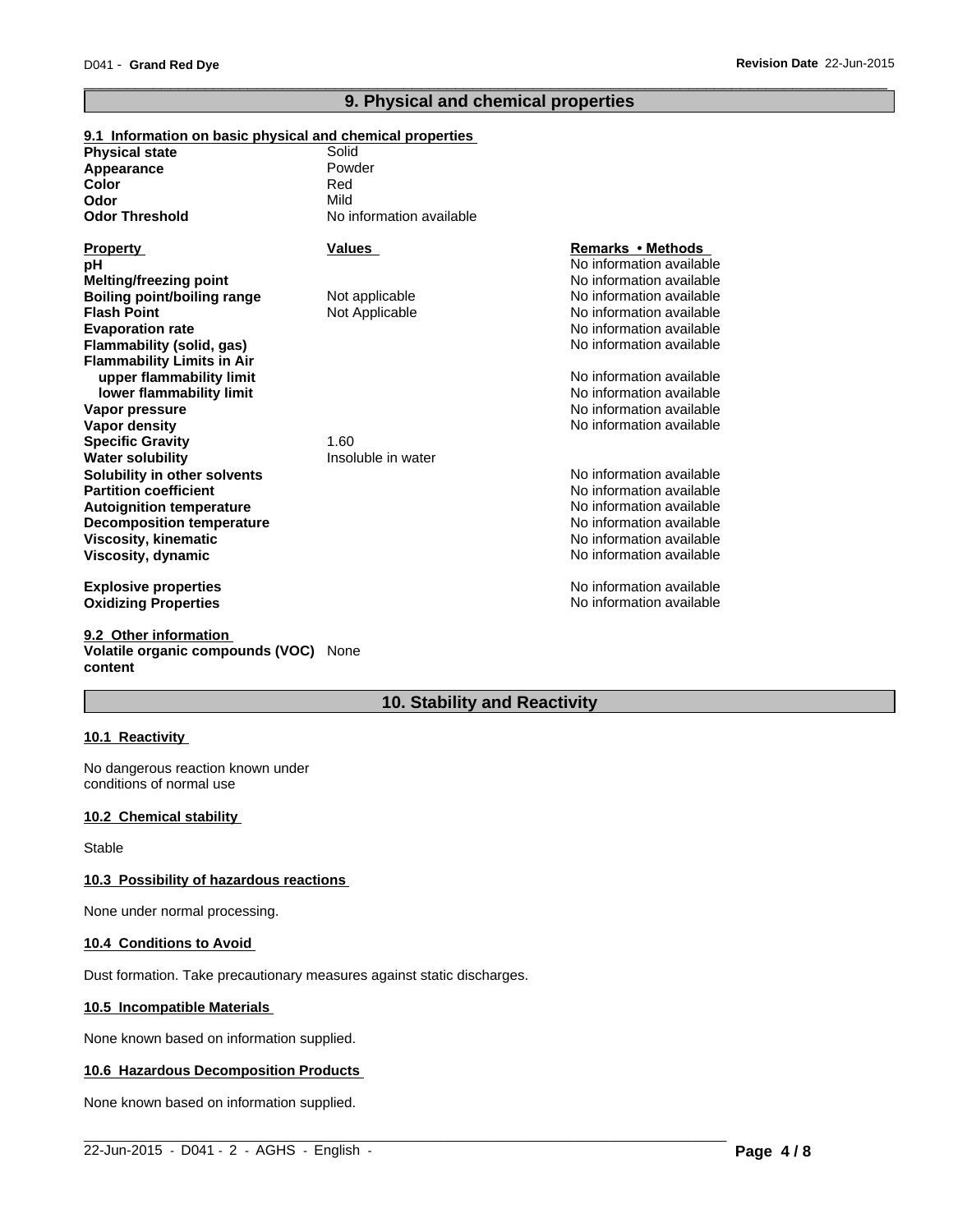## 9. Physical and chemical properties

### 9.1 Information on basic physical and chemical properties

| | |
|---|---|
| **Physical state** | Solid |
| **Appearance** | Powder |
| **Color** | Red |
| **Odor** | Mild |
| **Odor Threshold** | No information available |

| **Property** | **Values** | **Remarks • Methods** |
|---|---|---|
| **pH** | | No information available |
| **Melting/freezing point** | | No information available |
| **Boiling point/boiling range** | Not applicable | No information available |
| **Flash Point** | Not Applicable | No information available |
| **Evaporation rate** | | No information available |
| **Flammability (solid, gas)** | | No information available |
| **Flammability Limits in Air** | | |
| **upper flammability limit** | | No information available |
| **lower flammability limit** | | No information available |
| **Vapor pressure** | | No information available |
| **Vapor density** | | No information available |
| **Specific Gravity** | 1.60 | |
| **Water solubility** | Insoluble in water | |
| **Solubility in other solvents** | | No information available |
| **Partition coefficient** | | No information available |
| **Autoignition temperature** | | No information available |
| **Decomposition temperature** | | No information available |
| **Viscosity, kinematic** | | No information available |
| **Viscosity, dynamic** | | No information available |
| **Explosive properties** | | No information available |
| **Oxidizing Properties** | | No information available |

### 9.2 Other information

**Volatile organic compounds (VOC) content** None

## 10. Stability and Reactivity

### 10.1 Reactivity

No dangerous reaction known under conditions of normal use

### 10.2 Chemical stability

Stable

### 10.3 Possibility of hazardous reactions

None under normal processing.

### 10.4 Conditions to Avoid

Dust formation. Take precautionary measures against static discharges.

### 10.5 Incompatible Materials

None known based on information supplied.

### 10.6 Hazardous Decomposition Products

None known based on information supplied.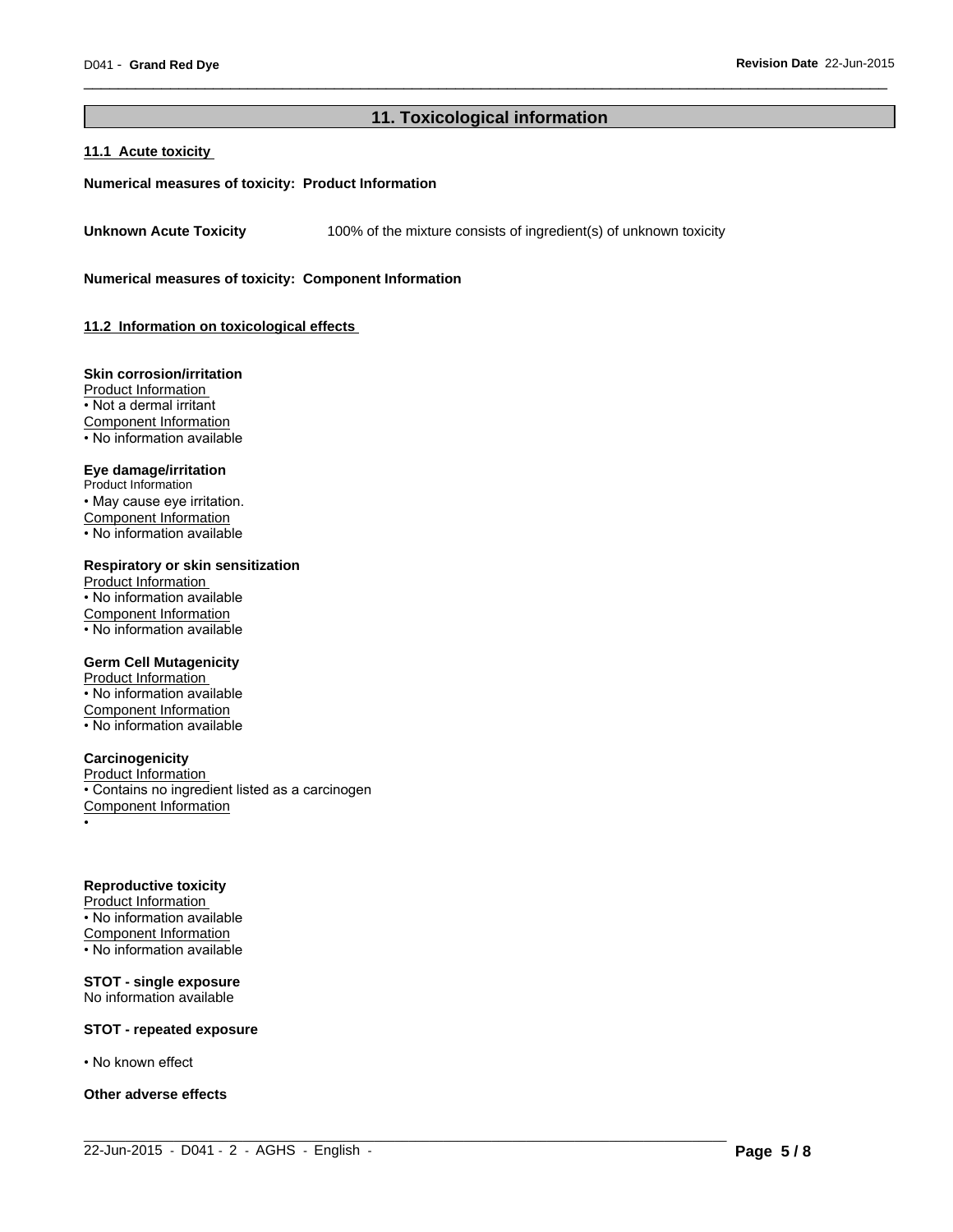## 11. Toxicological information

### 11.1 Acute toxicity

**Numerical measures of toxicity: Product Information**

**Unknown Acute Toxicity** 100% of the mixture consists of ingredient(s) of unknown toxicity

**Numerical measures of toxicity: Component Information**

### 11.2 Information on toxicological effects

**Skin corrosion/irritation**

Product Information
- Not a dermal irritant

Component Information
- No information available

**Eye damage/irritation**

Product Information
- May cause eye irritation.

Component Information
- No information available

**Respiratory or skin sensitization**

Product Information
- No information available

Component Information
- No information available

**Germ Cell Mutagenicity**

Product Information
- No information available

Component Information
- No information available

**Carcinogenicity**

Product Information
- Contains no ingredient listed as a carcinogen

Component Information
- 

**Reproductive toxicity**

Product Information
- No information available

Component Information
- No information available

**STOT - single exposure**

No information available

**STOT - repeated exposure**

- No known effect

**Other adverse effects**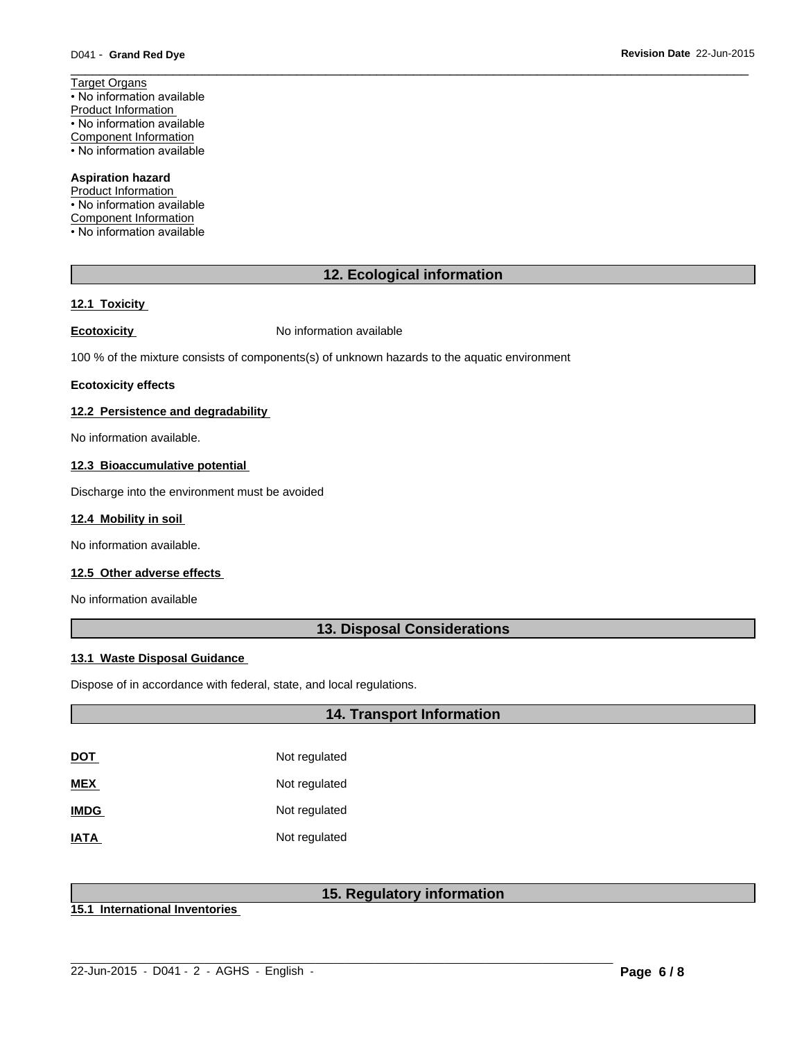Target Organs
• No information available
Product Information
• No information available
Component Information
• No information available

**Aspiration hazard**
Product Information
• No information available
Component Information
• No information available

## 12. Ecological information

**12.1 Toxicity**

| | |
|---|---|
| **Ecotoxicity** | No information available |

100 % of the mixture consists of components(s) of unknown hazards to the aquatic environment

**Ecotoxicity effects**

**12.2 Persistence and degradability**

No information available.

**12.3 Bioaccumulative potential**

Discharge into the environment must be avoided

**12.4 Mobility in soil**

No information available.

**12.5 Other adverse effects**

No information available

## 13. Disposal Considerations

**13.1 Waste Disposal Guidance**

Dispose of in accordance with federal, state, and local regulations.

## 14. Transport Information

| | |
|---|---|
| **DOT** | Not regulated |
| **MEX** | Not regulated |
| **IMDG** | Not regulated |
| **IATA** | Not regulated |

## 15. Regulatory information

**15.1 International Inventories**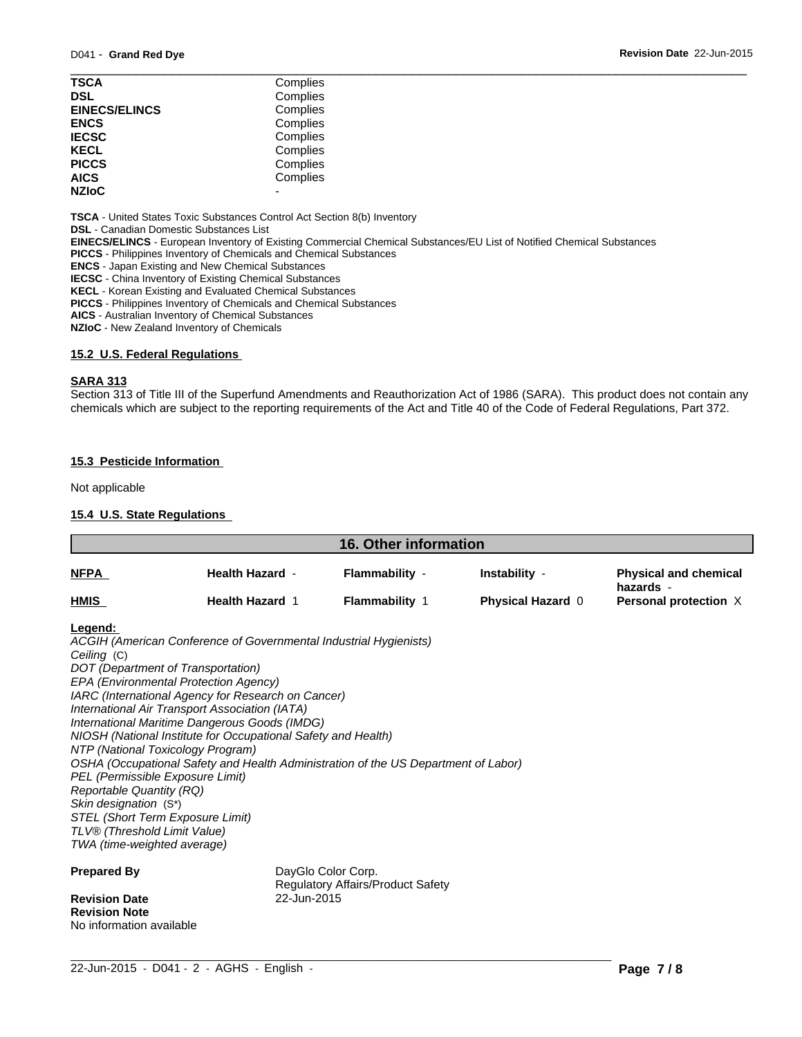| | |
|---|---|
| **TSCA** | Complies |
| **DSL** | Complies |
| **EINECS/ELINCS** | Complies |
| **ENCS** | Complies |
| **IECSC** | Complies |
| **KECL** | Complies |
| **PICCS** | Complies |
| **AICS** | Complies |
| **NZIoC** | - |

**TSCA** - United States Toxic Substances Control Act Section 8(b) Inventory
**DSL** - Canadian Domestic Substances List
**EINECS/ELINCS** - European Inventory of Existing Commercial Chemical Substances/EU List of Notified Chemical Substances
**PICCS** - Philippines Inventory of Chemicals and Chemical Substances
**ENCS** - Japan Existing and New Chemical Substances
**IECSC** - China Inventory of Existing Chemical Substances
**KECL** - Korean Existing and Evaluated Chemical Substances
**PICCS** - Philippines Inventory of Chemicals and Chemical Substances
**AICS** - Australian Inventory of Chemical Substances
**NZIoC** - New Zealand Inventory of Chemicals

### 15.2 U.S. Federal Regulations

**SARA 313**
Section 313 of Title III of the Superfund Amendments and Reauthorization Act of 1986 (SARA). This product does not contain any chemicals which are subject to the reporting requirements of the Act and Title 40 of the Code of Federal Regulations, Part 372.

### 15.3 Pesticide Information

Not applicable

### 15.4 U.S. State Regulations

## 16. Other information

| | | | | |
|---|---|---|---|---|
| **NFPA** | **Health Hazard** - | **Flammability** - | **Instability** - | **Physical and chemical hazards** - |
| **HMIS** | **Health Hazard** 1 | **Flammability** 1 | **Physical Hazard** 0 | **Personal protection** X |

**Legend:**
*ACGIH (American Conference of Governmental Industrial Hygienists)*
*Ceiling* (C)
*DOT (Department of Transportation)*
*EPA (Environmental Protection Agency)*
*IARC (International Agency for Research on Cancer)*
*International Air Transport Association (IATA)*
*International Maritime Dangerous Goods (IMDG)*
*NIOSH (National Institute for Occupational Safety and Health)*
*NTP (National Toxicology Program)*
*OSHA (Occupational Safety and Health Administration of the US Department of Labor)*
*PEL (Permissible Exposure Limit)*
*Reportable Quantity (RQ)*
*Skin designation* (S*)
*STEL (Short Term Exposure Limit)*
*TLV® (Threshold Limit Value)*
*TWA (time-weighted average)*

**Prepared By** DayGlo Color Corp.
Regulatory Affairs/Product Safety

**Revision Date** 22-Jun-2015

**Revision Note**
No information available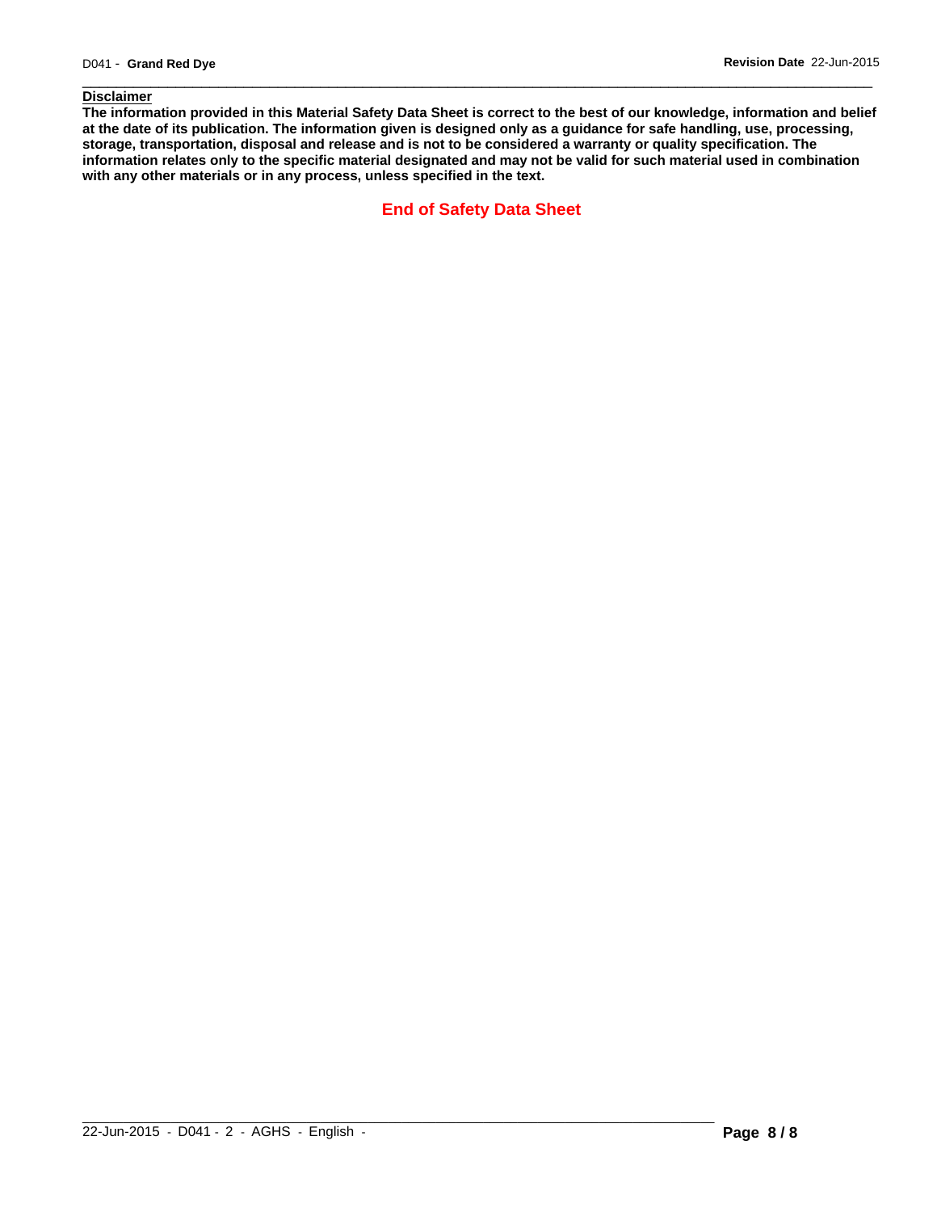**Disclaimer**

**The information provided in this Material Safety Data Sheet is correct to the best of our knowledge, information and belief at the date of its publication. The information given is designed only as a guidance for safe handling, use, processing, storage, transportation, disposal and release and is not to be considered a warranty or quality specification. The information relates only to the specific material designated and may not be valid for such material used in combination with any other materials or in any process, unless specified in the text.**

**End of Safety Data Sheet**